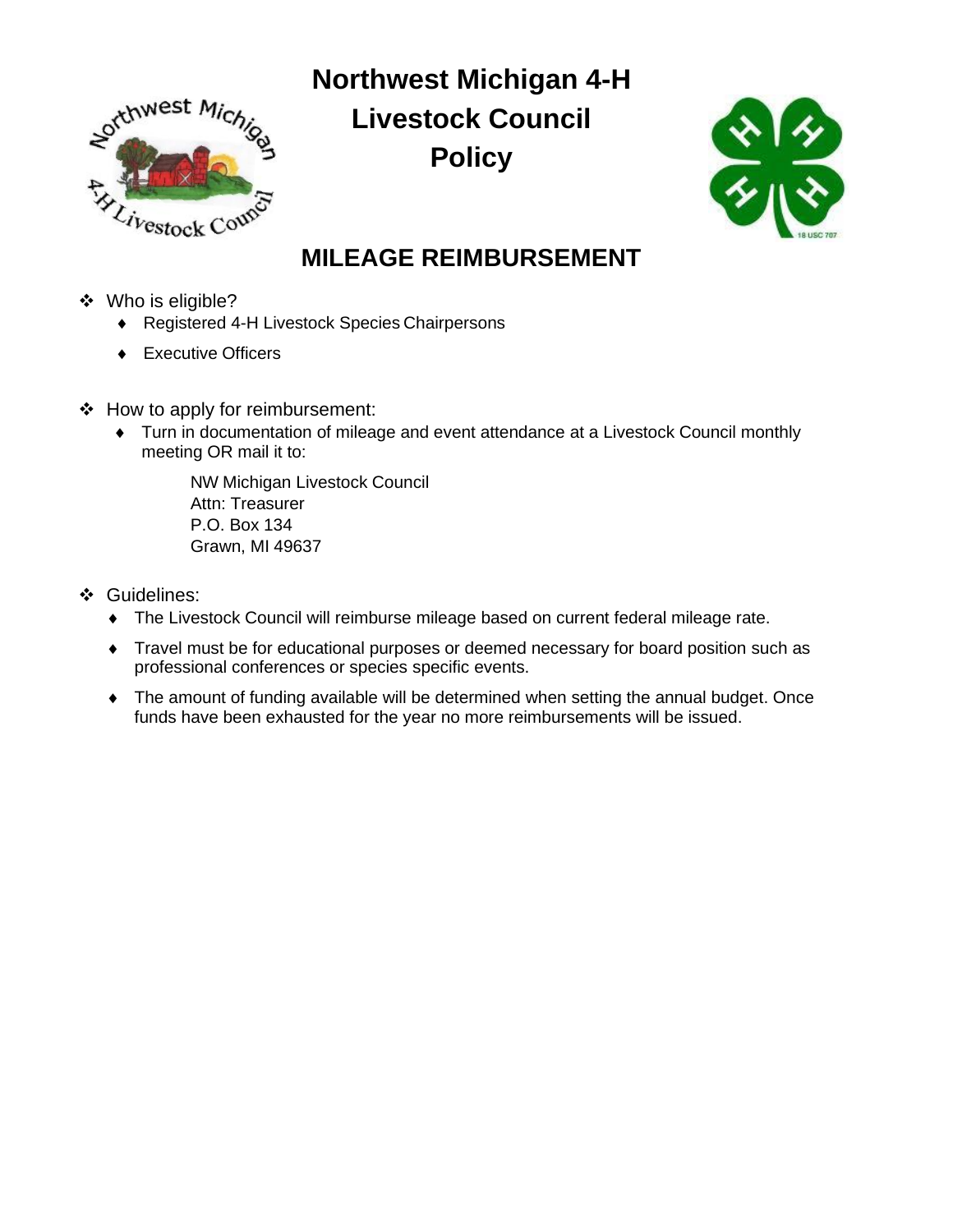# Northwest Michigan 4-H Livestock Council Policy

## MILEAGE REIMBURSEMENT

- Who is eligible?
  - Registered 4-H Livestock Species Chairpersons
  - Executive Officers

- How to apply for reimbursement:
  - Turn in documentation of mileage and event attendance at a Livestock Council monthly meeting OR mail it to:

    NW Michigan Livestock Council
    Attn: Treasurer
    P.O. Box 134
    Grawn, MI 49637

- Guidelines:
  - The Livestock Council will reimburse mileage based on current federal mileage rate.
  - Travel must be for educational purposes or deemed necessary for board position such as professional conferences or species specific events.
  - The amount of funding available will be determined when setting the annual budget. Once funds have been exhausted for the year no more reimbursements will be issued.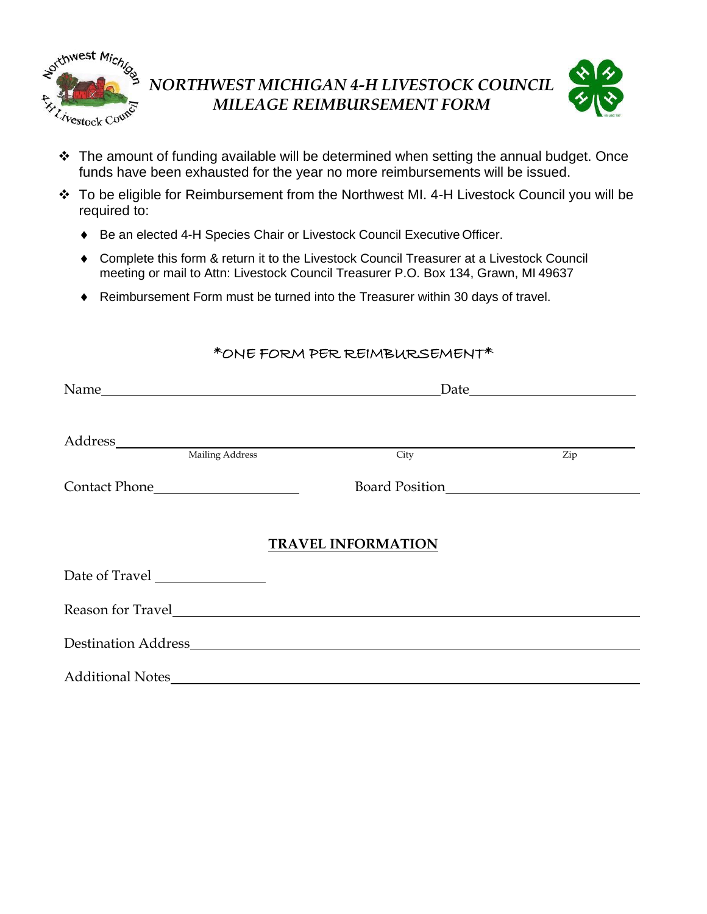# *NORTHWEST MICHIGAN 4-H LIVESTOCK COUNCIL MILEAGE REIMBURSEMENT FORM*

- The amount of funding available will be determined when setting the annual budget. Once funds have been exhausted for the year no more reimbursements will be issued.
- To be eligible for Reimbursement from the Northwest MI. 4-H Livestock Council you will be required to:
  - Be an elected 4-H Species Chair or Livestock Council Executive Officer.
  - Complete this form & return it to the Livestock Council Treasurer at a Livestock Council meeting or mail to Attn: Livestock Council Treasurer P.O. Box 134, Grawn, MI 49637
  - Reimbursement Form must be turned into the Treasurer within 30 days of travel.

*ONE FORM PER REIMBURSEMENT*

Name_______________________________________ Date____________________

Address________________________________________________________________
Mailing Address                                City                                Zip

Contact Phone____________________ Board Position__________________________

## TRAVEL INFORMATION

Date of Travel ______________

Reason for Travel_______________________________________________________

Destination Address_____________________________________________________

Additional Notes________________________________________________________